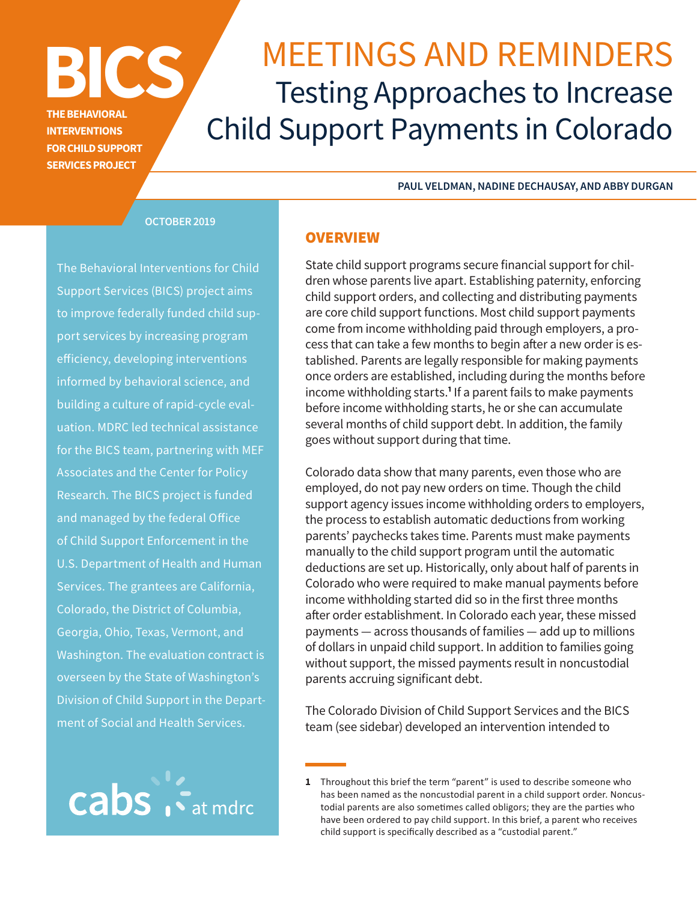# BICS

**THE BEHAVIORAL INTERVENTIONS FOR CHILD SUPPORT SERVICES PROJECT**

# MEETINGS AND REMINDERS

## Testing Approaches to Increase Child Support Payments in Colorado

**PAUL VELDMAN, NADINE DECHAUSAY, AND ABBY DURGAN**

**OCTOBER 2019**

The Behavioral Interventions for Child Support Services (BICS) project aims to improve federally funded child support services by increasing program efficiency, developing interventions informed by behavioral science, and building a culture of rapid-cycle evaluation. MDRC led technical assistance for the BICS team, partnering with MEF Associates and the Center for Policy Research. The BICS project is funded and managed by the federal Office of Child Support Enforcement in the U.S. Department of Health and Human Services. The grantees are California, Colorado, the District of Columbia, Georgia, Ohio, Texas, Vermont, and Washington. The evaluation contract is overseen by the State of Washington's Division of Child Support in the Department of Social and Health Services.

cabs at mdrc

## OVERVIEW

State child support programs secure financial support for children whose parents live apart. Establishing paternity, enforcing child support orders, and collecting and distributing payments are core child support functions. Most child support payments come from income withholding paid through employers, a process that can take a few months to begin after a new order is established. Parents are legally responsible for making payments once orders are established, including during the months before income withholding starts.[1] If a parent fails to make payments before income withholding starts, he or she can accumulate several months of child support debt. In addition, the family goes without support during that time.

Colorado data show that many parents, even those who are employed, do not pay new orders on time. Though the child support agency issues income withholding orders to employers, the process to establish automatic deductions from working parents' paychecks takes time. Parents must make payments manually to the child support program until the automatic deductions are set up. Historically, only about half of parents in Colorado who were required to make manual payments before income withholding started did so in the first three months after order establishment. In Colorado each year, these missed payments — across thousands of families — add up to millions of dollars in unpaid child support. In addition to families going without support, the missed payments result in noncustodial parents accruing significant debt.

The Colorado Division of Child Support Services and the BICS team (see sidebar) developed an intervention intended to

---

1 Throughout this brief the term "parent" is used to describe someone who has been named as the noncustodial parent in a child support order. Noncustodial parents are also sometimes called obligors; they are the parties who have been ordered to pay child support. In this brief, a parent who receives child support is specifically described as a "custodial parent."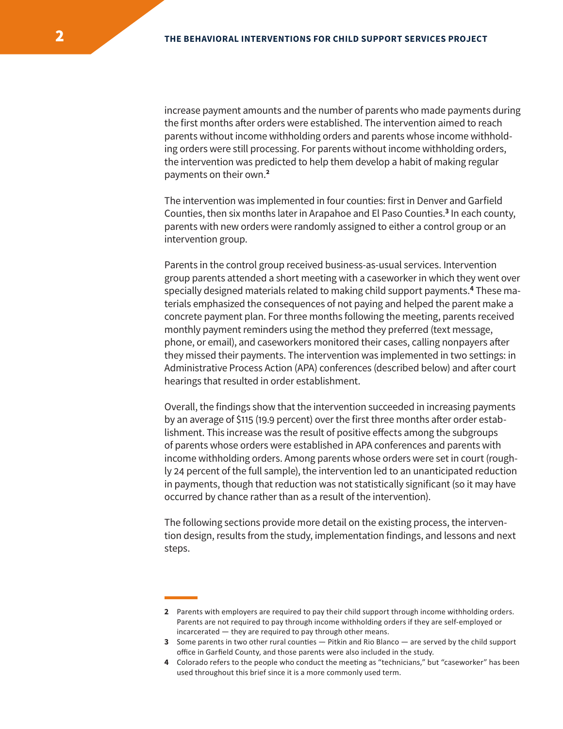increase payment amounts and the number of parents who made payments during the first months after orders were established. The intervention aimed to reach parents without income withholding orders and parents whose income withholding orders were still processing. For parents without income withholding orders, the intervention was predicted to help them develop a habit of making regular payments on their own.[2]

The intervention was implemented in four counties: first in Denver and Garfield Counties, then six months later in Arapahoe and El Paso Counties.[3] In each county, parents with new orders were randomly assigned to either a control group or an intervention group.

Parents in the control group received business-as-usual services. Intervention group parents attended a short meeting with a caseworker in which they went over specially designed materials related to making child support payments.[4] These materials emphasized the consequences of not paying and helped the parent make a concrete payment plan. For three months following the meeting, parents received monthly payment reminders using the method they preferred (text message, phone, or email), and caseworkers monitored their cases, calling nonpayers after they missed their payments. The intervention was implemented in two settings: in Administrative Process Action (APA) conferences (described below) and after court hearings that resulted in order establishment.

Overall, the findings show that the intervention succeeded in increasing payments by an average of $115 (19.9 percent) over the first three months after order establishment. This increase was the result of positive effects among the subgroups of parents whose orders were established in APA conferences and parents with income withholding orders. Among parents whose orders were set in court (roughly 24 percent of the full sample), the intervention led to an unanticipated reduction in payments, though that reduction was not statistically significant (so it may have occurred by chance rather than as a result of the intervention).

The following sections provide more detail on the existing process, the intervention design, results from the study, implementation findings, and lessons and next steps.

---

**2** Parents with employers are required to pay their child support through income withholding orders. Parents are not required to pay through income withholding orders if they are self-employed or incarcerated — they are required to pay through other means.

**3** Some parents in two other rural counties — Pitkin and Rio Blanco — are served by the child support office in Garfield County, and those parents were also included in the study.

**4** Colorado refers to the people who conduct the meeting as "technicians," but "caseworker" has been used throughout this brief since it is a more commonly used term.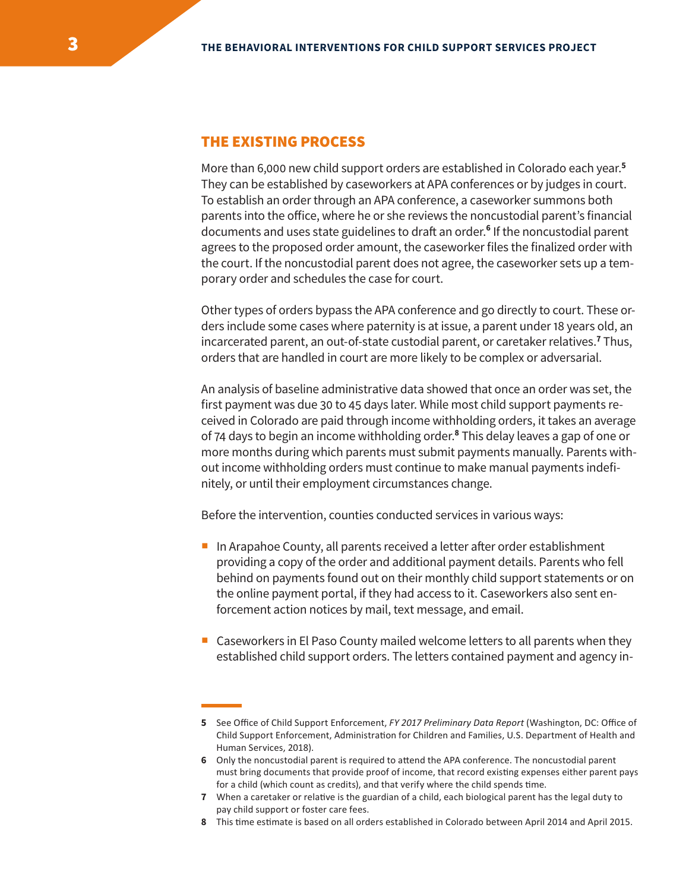## THE EXISTING PROCESS

More than 6,000 new child support orders are established in Colorado each year.[5] They can be established by caseworkers at APA conferences or by judges in court. To establish an order through an APA conference, a caseworker summons both parents into the office, where he or she reviews the noncustodial parent's financial documents and uses state guidelines to draft an order.[6] If the noncustodial parent agrees to the proposed order amount, the caseworker files the finalized order with the court. If the noncustodial parent does not agree, the caseworker sets up a temporary order and schedules the case for court.

Other types of orders bypass the APA conference and go directly to court. These orders include some cases where paternity is at issue, a parent under 18 years old, an incarcerated parent, an out-of-state custodial parent, or caretaker relatives.[7] Thus, orders that are handled in court are more likely to be complex or adversarial.

An analysis of baseline administrative data showed that once an order was set, the first payment was due 30 to 45 days later. While most child support payments received in Colorado are paid through income withholding orders, it takes an average of 74 days to begin an income withholding order.[8] This delay leaves a gap of one or more months during which parents must submit payments manually. Parents without income withholding orders must continue to make manual payments indefinitely, or until their employment circumstances change.

Before the intervention, counties conducted services in various ways:

- In Arapahoe County, all parents received a letter after order establishment providing a copy of the order and additional payment details. Parents who fell behind on payments found out on their monthly child support statements or on the online payment portal, if they had access to it. Caseworkers also sent enforcement action notices by mail, text message, and email.
- Caseworkers in El Paso County mailed welcome letters to all parents when they established child support orders. The letters contained payment and agency in-

---

**5** See Office of Child Support Enforcement, *FY 2017 Preliminary Data Report* (Washington, DC: Office of Child Support Enforcement, Administration for Children and Families, U.S. Department of Health and Human Services, 2018).

**6** Only the noncustodial parent is required to attend the APA conference. The noncustodial parent must bring documents that provide proof of income, that record existing expenses either parent pays for a child (which count as credits), and that verify where the child spends time.

**7** When a caretaker or relative is the guardian of a child, each biological parent has the legal duty to pay child support or foster care fees.

**8** This time estimate is based on all orders established in Colorado between April 2014 and April 2015.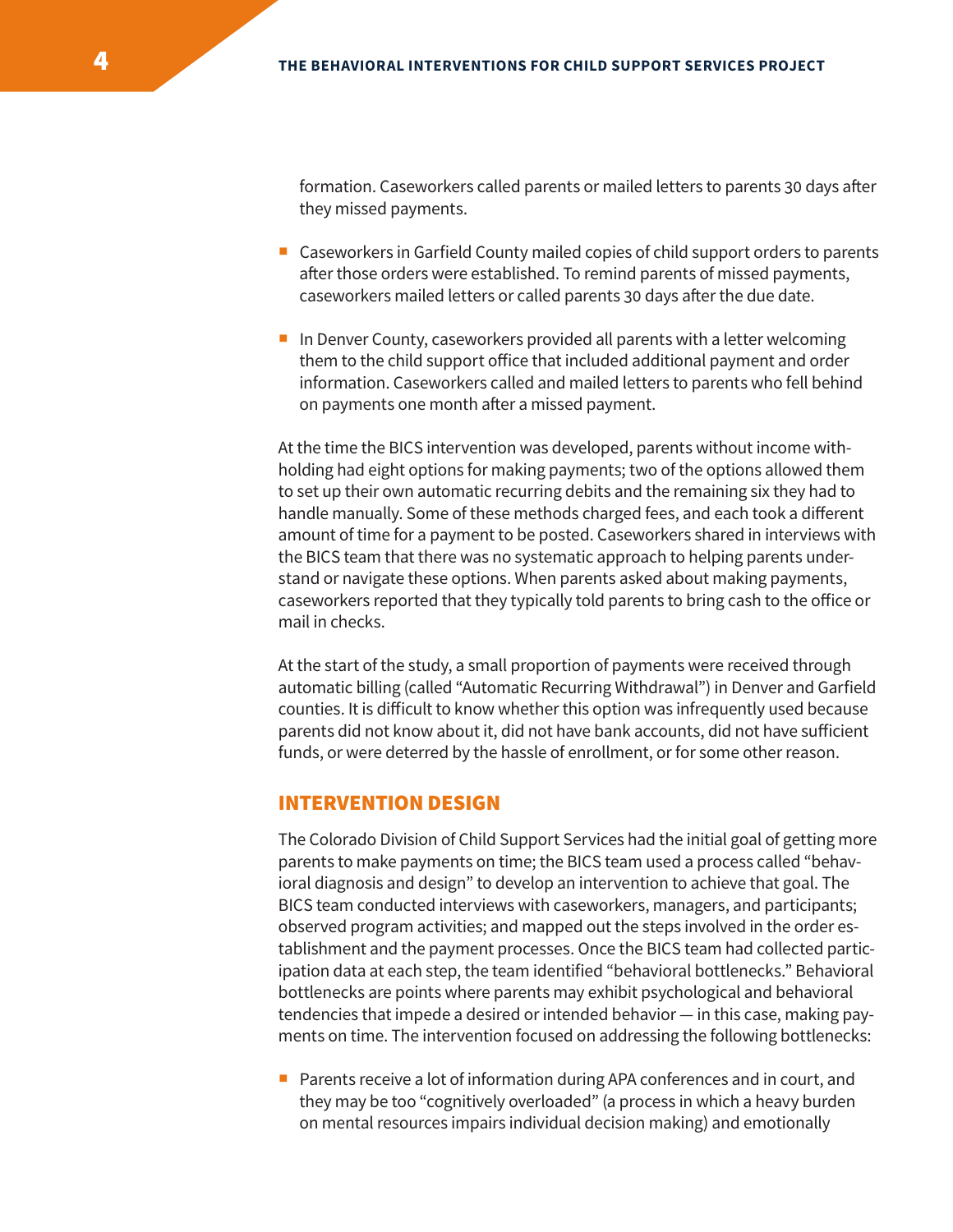formation. Caseworkers called parents or mailed letters to parents 30 days after they missed payments.

- Caseworkers in Garfield County mailed copies of child support orders to parents after those orders were established. To remind parents of missed payments, caseworkers mailed letters or called parents 30 days after the due date.

- In Denver County, caseworkers provided all parents with a letter welcoming them to the child support office that included additional payment and order information. Caseworkers called and mailed letters to parents who fell behind on payments one month after a missed payment.

At the time the BICS intervention was developed, parents without income withholding had eight options for making payments; two of the options allowed them to set up their own automatic recurring debits and the remaining six they had to handle manually. Some of these methods charged fees, and each took a different amount of time for a payment to be posted. Caseworkers shared in interviews with the BICS team that there was no systematic approach to helping parents understand or navigate these options. When parents asked about making payments, caseworkers reported that they typically told parents to bring cash to the office or mail in checks.

At the start of the study, a small proportion of payments were received through automatic billing (called "Automatic Recurring Withdrawal") in Denver and Garfield counties. It is difficult to know whether this option was infrequently used because parents did not know about it, did not have bank accounts, did not have sufficient funds, or were deterred by the hassle of enrollment, or for some other reason.

## INTERVENTION DESIGN

The Colorado Division of Child Support Services had the initial goal of getting more parents to make payments on time; the BICS team used a process called "behavioral diagnosis and design" to develop an intervention to achieve that goal. The BICS team conducted interviews with caseworkers, managers, and participants; observed program activities; and mapped out the steps involved in the order establishment and the payment processes. Once the BICS team had collected participation data at each step, the team identified "behavioral bottlenecks." Behavioral bottlenecks are points where parents may exhibit psychological and behavioral tendencies that impede a desired or intended behavior — in this case, making payments on time. The intervention focused on addressing the following bottlenecks:

- Parents receive a lot of information during APA conferences and in court, and they may be too "cognitively overloaded" (a process in which a heavy burden on mental resources impairs individual decision making) and emotionally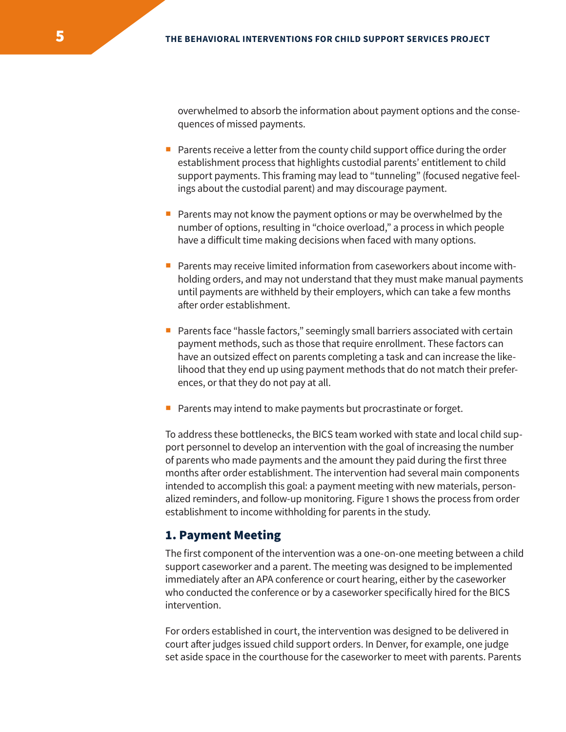overwhelmed to absorb the information about payment options and the consequences of missed payments.

- Parents receive a letter from the county child support office during the order establishment process that highlights custodial parents' entitlement to child support payments. This framing may lead to "tunneling" (focused negative feelings about the custodial parent) and may discourage payment.
- Parents may not know the payment options or may be overwhelmed by the number of options, resulting in "choice overload," a process in which people have a difficult time making decisions when faced with many options.
- Parents may receive limited information from caseworkers about income withholding orders, and may not understand that they must make manual payments until payments are withheld by their employers, which can take a few months after order establishment.
- Parents face "hassle factors," seemingly small barriers associated with certain payment methods, such as those that require enrollment. These factors can have an outsized effect on parents completing a task and can increase the likelihood that they end up using payment methods that do not match their preferences, or that they do not pay at all.
- Parents may intend to make payments but procrastinate or forget.

To address these bottlenecks, the BICS team worked with state and local child support personnel to develop an intervention with the goal of increasing the number of parents who made payments and the amount they paid during the first three months after order establishment. The intervention had several main components intended to accomplish this goal: a payment meeting with new materials, personalized reminders, and follow-up monitoring. Figure 1 shows the process from order establishment to income withholding for parents in the study.

## 1. Payment Meeting

The first component of the intervention was a one-on-one meeting between a child support caseworker and a parent. The meeting was designed to be implemented immediately after an APA conference or court hearing, either by the caseworker who conducted the conference or by a caseworker specifically hired for the BICS intervention.

For orders established in court, the intervention was designed to be delivered in court after judges issued child support orders. In Denver, for example, one judge set aside space in the courthouse for the caseworker to meet with parents. Parents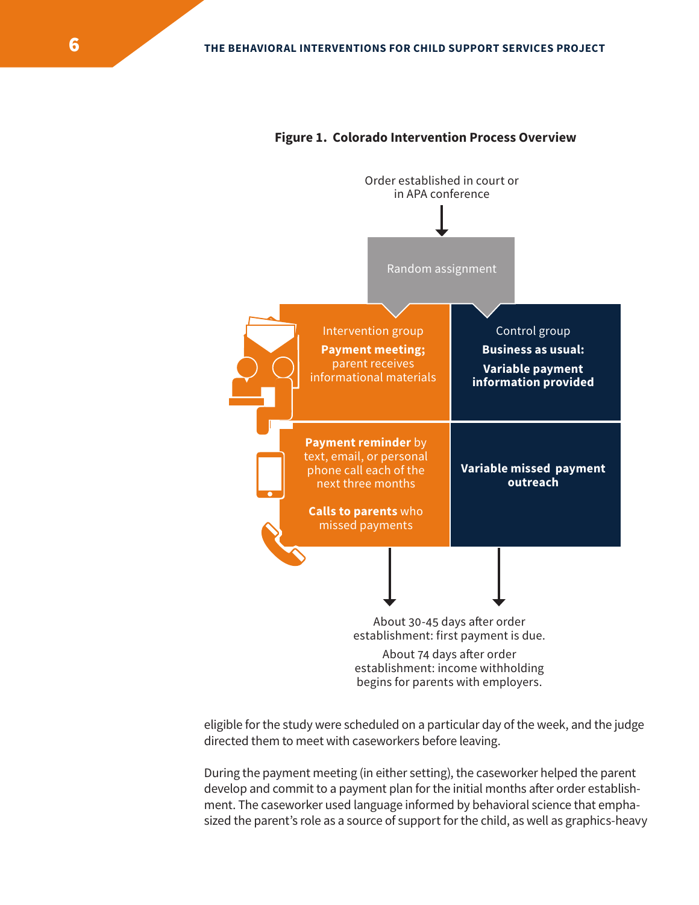**Figure 1. Colorado Intervention Process Overview**

Order established in court or in APA conference

Random assignment

| Intervention group | Control group |
| --- | --- |
| **Payment meeting;** parent receives informational materials | **Business as usual: Variable payment information provided** |
| **Payment reminder** by text, email, or personal phone call each of the next three months **Calls to parents** who missed payments | **Variable missed payment outreach** |

About 30-45 days after order establishment: first payment is due.

About 74 days after order establishment: income withholding begins for parents with employers.

eligible for the study were scheduled on a particular day of the week, and the judge directed them to meet with caseworkers before leaving.

During the payment meeting (in either setting), the caseworker helped the parent develop and commit to a payment plan for the initial months after order establishment. The caseworker used language informed by behavioral science that emphasized the parent's role as a source of support for the child, as well as graphics-heavy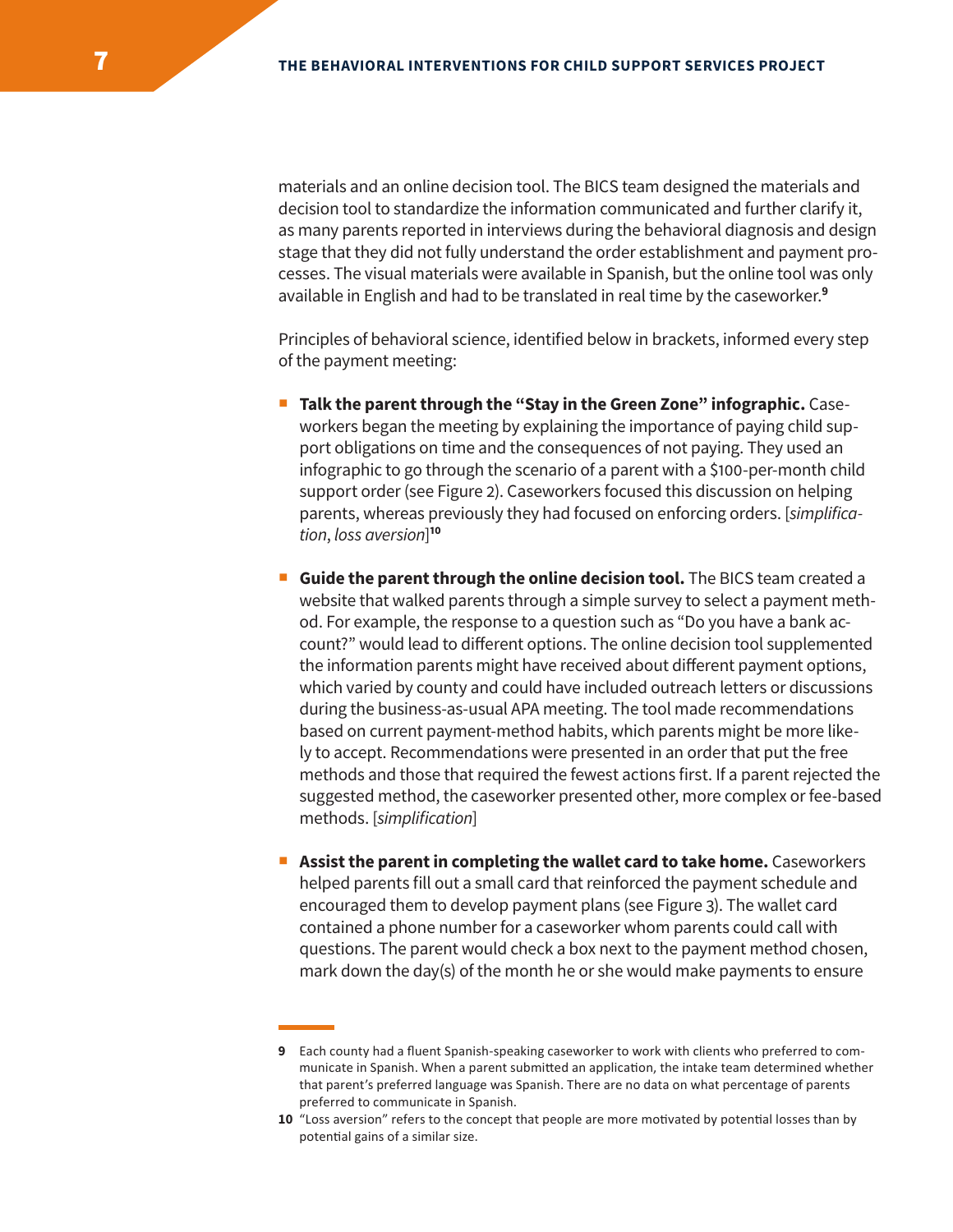materials and an online decision tool. The BICS team designed the materials and decision tool to standardize the information communicated and further clarify it, as many parents reported in interviews during the behavioral diagnosis and design stage that they did not fully understand the order establishment and payment processes. The visual materials were available in Spanish, but the online tool was only available in English and had to be translated in real time by the caseworker.[9]

Principles of behavioral science, identified below in brackets, informed every step of the payment meeting:

- **Talk the parent through the "Stay in the Green Zone" infographic.** Caseworkers began the meeting by explaining the importance of paying child support obligations on time and the consequences of not paying. They used an infographic to go through the scenario of a parent with a $100-per-month child support order (see Figure 2). Caseworkers focused this discussion on helping parents, whereas previously they had focused on enforcing orders. [*simplification*, *loss aversion*][10]

- **Guide the parent through the online decision tool.** The BICS team created a website that walked parents through a simple survey to select a payment method. For example, the response to a question such as "Do you have a bank account?" would lead to different options. The online decision tool supplemented the information parents might have received about different payment options, which varied by county and could have included outreach letters or discussions during the business-as-usual APA meeting. The tool made recommendations based on current payment-method habits, which parents might be more likely to accept. Recommendations were presented in an order that put the free methods and those that required the fewest actions first. If a parent rejected the suggested method, the caseworker presented other, more complex or fee-based methods. [*simplification*]

- **Assist the parent in completing the wallet card to take home.** Caseworkers helped parents fill out a small card that reinforced the payment schedule and encouraged them to develop payment plans (see Figure 3). The wallet card contained a phone number for a caseworker whom parents could call with questions. The parent would check a box next to the payment method chosen, mark down the day(s) of the month he or she would make payments to ensure

---

9 Each county had a fluent Spanish-speaking caseworker to work with clients who preferred to communicate in Spanish. When a parent submitted an application, the intake team determined whether that parent's preferred language was Spanish. There are no data on what percentage of parents preferred to communicate in Spanish.

10 "Loss aversion" refers to the concept that people are more motivated by potential losses than by potential gains of a similar size.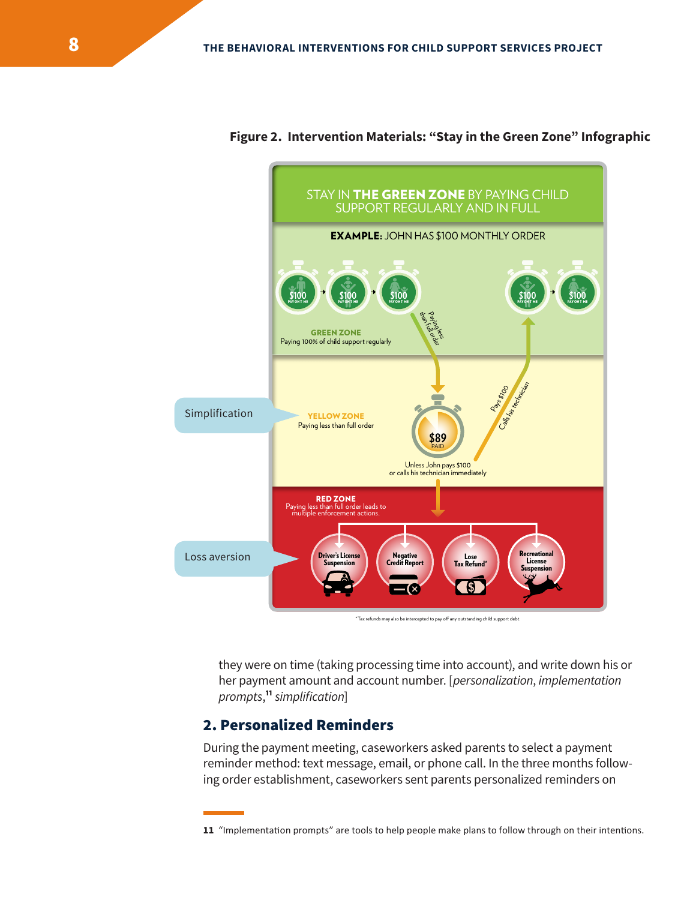**Figure 2. Intervention Materials: "Stay in the Green Zone" Infographic**

STAY IN **THE GREEN ZONE** BY PAYING CHILD SUPPORT REGULARLY AND IN FULL

**EXAMPLE:** JOHN HAS $100 MONTHLY ORDER

$100 PAYMENT ME → $100 PAYMENT ME → $100 PAYMENT ME

**GREEN ZONE**
Paying 100% of child support regularly

Paying less than full order

**YELLOW ZONE**
Paying less than full order

$89 PAID

Unless John pays $100 or calls his technician immediately

Pays $100
Calls his technician

$100 PAYMENT ME → $100 PAYMENT ME

**RED ZONE**
Paying less than full order leads to multiple enforcement actions.

- Driver's License Suspension
- Negative Credit Report
- Lose Tax Refund*
- Recreational License Suspension

Simplification

Loss aversion

*Tax refunds may also be intercepted to pay off any outstanding child support debt.

they were on time (taking processing time into account), and write down his or her payment amount and account number. [*personalization*, *implementation prompts*,[11] *simplification*]

## 2. Personalized Reminders

During the payment meeting, caseworkers asked parents to select a payment reminder method: text message, email, or phone call. In the three months following order establishment, caseworkers sent parents personalized reminders on

11 "Implementation prompts" are tools to help people make plans to follow through on their intentions.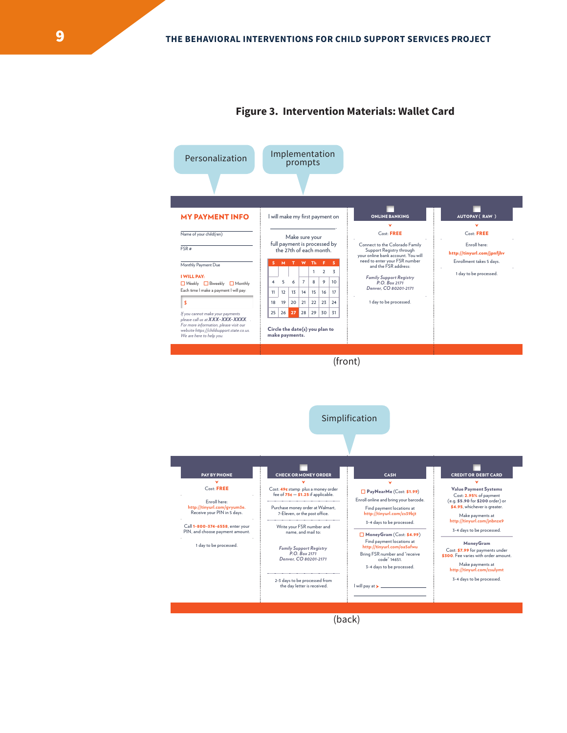## Figure 3. Intervention Materials: Wallet Card

Personalization

Implementation prompts

**MY PAYMENT INFO**

Name of your child(ren)

FSR #

Monthly Payment Due

I WILL PAY:

☐ Weekly ☐ Biweekly ☐ Monthly

Each time I make a payment I will pay:

$

*If you cannot make your payments please call us at XXX-XXX-XXXX. For more information, please visit our website https://childsupport.state.co.us. We are here to help you.*

I will make my first payment on

Make sure your full payment is processed by the 27th of each month.

| S | M | T | W | Th | F | S |
|---|---|---|---|---|---|---|
| | | | | 1 | 2 | 3 |
| 4 | 5 | 6 | 7 | 8 | 9 | 10 |
| 11 | 12 | 13 | 14 | 15 | 16 | 17 |
| 18 | 19 | 20 | 21 | 22 | 23 | 24 |
| 25 | 26 | 27 | 28 | 29 | 30 | 31 |

**Circle the date(s) you plan to make payments.**

**ONLINE BANKING**

Cost: FREE

Connect to the Colorado Family Support Registry through your online bank account. You will need to enter your FSR number and the FSR address:

*Family Support Registry*
*P.O. Box 2171*
*Denver, CO 80201-2171*

1 day to be processed.

**AUTOPAY ( RAW )**

Cost: FREE

Enroll here:
http://tinyurl.com/jpnfjhv

Enrollment takes 5 days.

1 day to be processed.

(front)

Simplification

**PAY BY PHONE**

Cost: FREE

Enroll here:
http://tinyurl.com/gvyum3e.
Receive your PIN in 5 days.

Call 1-800-374-6558, enter your PIN, and choose payment amount.

1 day to be processed.

**CHECK OR MONEY ORDER**

Cost: 49¢ stamp plus a money order fee of 75¢ – $1.25 if applicable.

Purchase money order at Walmart, 7-Eleven, or the post office.

Write your FSR number and name, and mail to:

*Family Support Registry*
*P.O. Box 2171*
*Denver, CO 80201-2171*

2-3 days to be processed from the day letter is received.

**CASH**

☐ **PayNearMe** (Cost: $1.99)

Enroll online and bring your barcode.

Find payment locations at
http://tinyurl.com/zs39bjt

3-4 days to be processed.

☐ **MoneyGram** (Cost: $4.99)

Find payment locations at
http://tinyurl.com/oa5afwu

Bring FSR number and "receive code" 14651.

3-4 days to be processed.

I will pay at >

**CREDIT OR DEBIT CARD**

**Value Payment Systems**

Cost: 2.95% of payment (e.g. $5.90 for $200 order) or $4.95, whichever is greater.

Make payments at
http://tinyurl.com/jnbnze9

3-4 days to be processed.

**MoneyGram**

Cost: $7.99 for payments under $300. Fee varies with order amount.

Make payments at
http://tinyurl.com/zsulymt

3-4 days to be processed.

(back)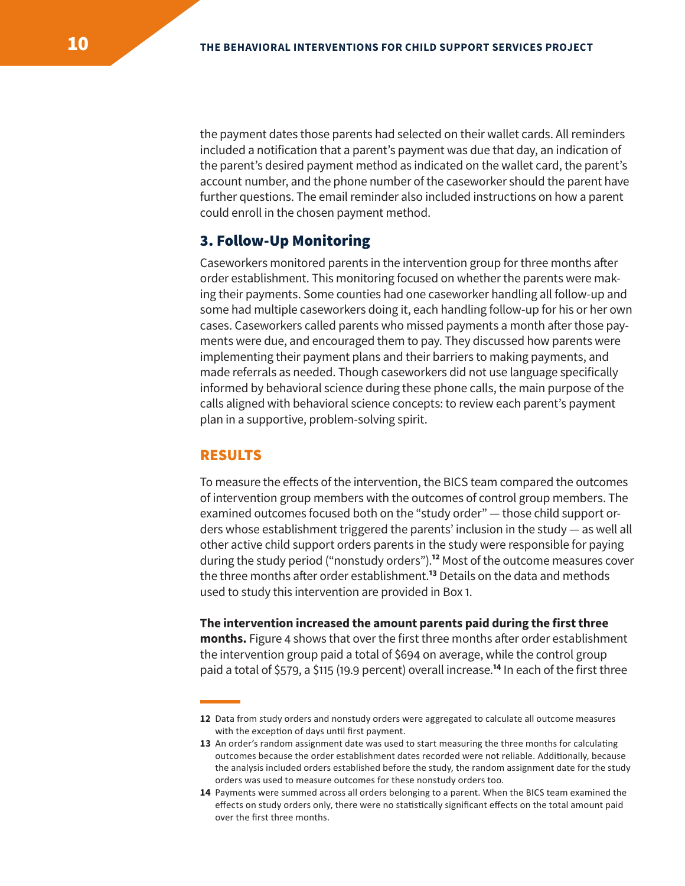the payment dates those parents had selected on their wallet cards. All reminders included a notification that a parent's payment was due that day, an indication of the parent's desired payment method as indicated on the wallet card, the parent's account number, and the phone number of the caseworker should the parent have further questions. The email reminder also included instructions on how a parent could enroll in the chosen payment method.

### 3. Follow-Up Monitoring

Caseworkers monitored parents in the intervention group for three months after order establishment. This monitoring focused on whether the parents were making their payments. Some counties had one caseworker handling all follow-up and some had multiple caseworkers doing it, each handling follow-up for his or her own cases. Caseworkers called parents who missed payments a month after those payments were due, and encouraged them to pay. They discussed how parents were implementing their payment plans and their barriers to making payments, and made referrals as needed. Though caseworkers did not use language specifically informed by behavioral science during these phone calls, the main purpose of the calls aligned with behavioral science concepts: to review each parent's payment plan in a supportive, problem-solving spirit.

## RESULTS

To measure the effects of the intervention, the BICS team compared the outcomes of intervention group members with the outcomes of control group members. The examined outcomes focused both on the "study order" — those child support orders whose establishment triggered the parents' inclusion in the study — as well all other active child support orders parents in the study were responsible for paying during the study period ("nonstudy orders").[12] Most of the outcome measures cover the three months after order establishment.[13] Details on the data and methods used to study this intervention are provided in Box 1.

**The intervention increased the amount parents paid during the first three months.** Figure 4 shows that over the first three months after order establishment the intervention group paid a total of $694 on average, while the control group paid a total of $579, a $115 (19.9 percent) overall increase.[14] In each of the first three

---

12 Data from study orders and nonstudy orders were aggregated to calculate all outcome measures with the exception of days until first payment.

13 An order's random assignment date was used to start measuring the three months for calculating outcomes because the order establishment dates recorded were not reliable. Additionally, because the analysis included orders established before the study, the random assignment date for the study orders was used to measure outcomes for these nonstudy orders too.

14 Payments were summed across all orders belonging to a parent. When the BICS team examined the effects on study orders only, there were no statistically significant effects on the total amount paid over the first three months.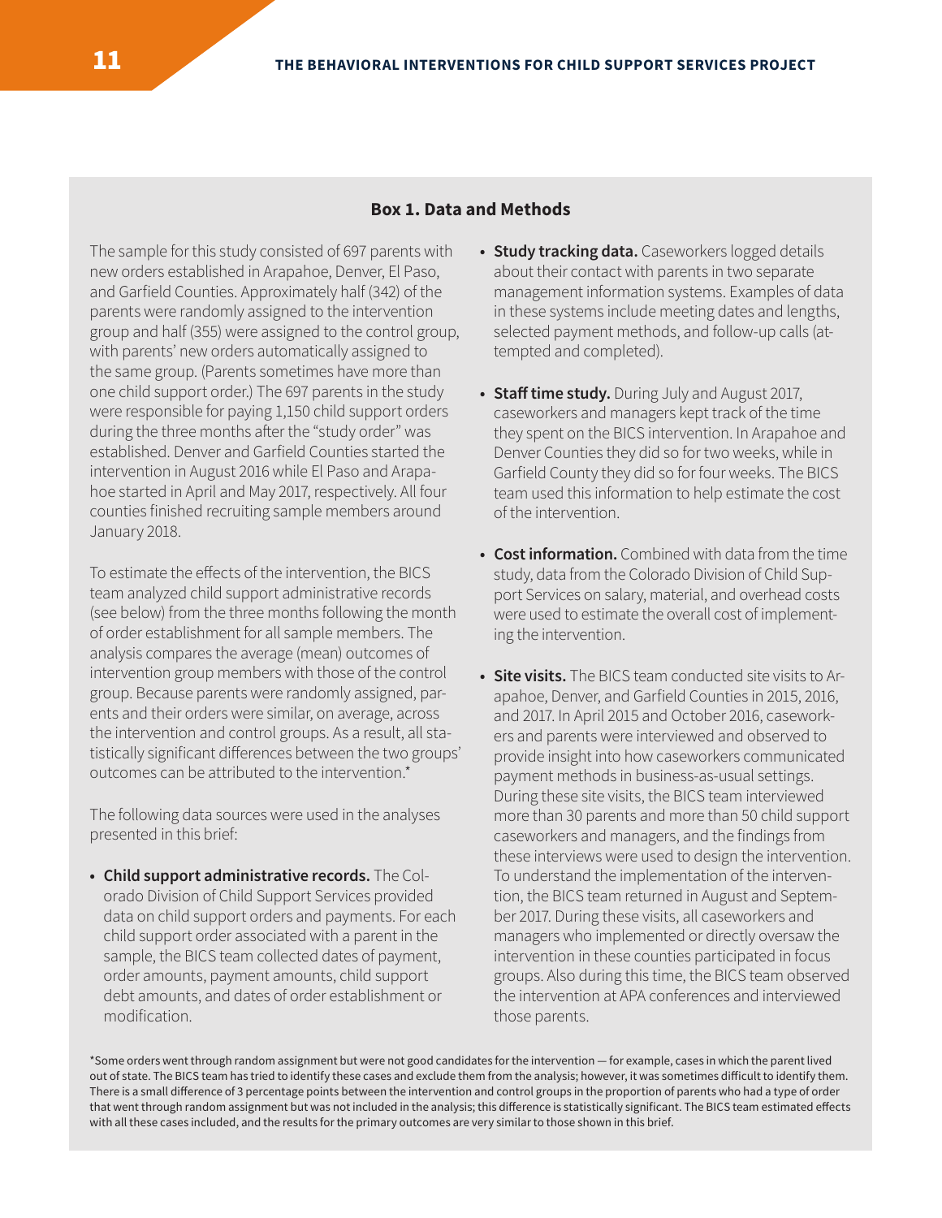### Box 1. Data and Methods

The sample for this study consisted of 697 parents with new orders established in Arapahoe, Denver, El Paso, and Garfield Counties. Approximately half (342) of the parents were randomly assigned to the intervention group and half (355) were assigned to the control group, with parents' new orders automatically assigned to the same group. (Parents sometimes have more than one child support order.) The 697 parents in the study were responsible for paying 1,150 child support orders during the three months after the "study order" was established. Denver and Garfield Counties started the intervention in August 2016 while El Paso and Arapahoe started in April and May 2017, respectively. All four counties finished recruiting sample members around January 2018.

To estimate the effects of the intervention, the BICS team analyzed child support administrative records (see below) from the three months following the month of order establishment for all sample members. The analysis compares the average (mean) outcomes of intervention group members with those of the control group. Because parents were randomly assigned, parents and their orders were similar, on average, across the intervention and control groups. As a result, all statistically significant differences between the two groups' outcomes can be attributed to the intervention.*

The following data sources were used in the analyses presented in this brief:

- **Child support administrative records.** The Colorado Division of Child Support Services provided data on child support orders and payments. For each child support order associated with a parent in the sample, the BICS team collected dates of payment, order amounts, payment amounts, child support debt amounts, and dates of order establishment or modification.
- **Study tracking data.** Caseworkers logged details about their contact with parents in two separate management information systems. Examples of data in these systems include meeting dates and lengths, selected payment methods, and follow-up calls (attempted and completed).
- **Staff time study.** During July and August 2017, caseworkers and managers kept track of the time they spent on the BICS intervention. In Arapahoe and Denver Counties they did so for two weeks, while in Garfield County they did so for four weeks. The BICS team used this information to help estimate the cost of the intervention.
- **Cost information.** Combined with data from the time study, data from the Colorado Division of Child Support Services on salary, material, and overhead costs were used to estimate the overall cost of implementing the intervention.
- **Site visits.** The BICS team conducted site visits to Arapahoe, Denver, and Garfield Counties in 2015, 2016, and 2017. In April 2015 and October 2016, caseworkers and parents were interviewed and observed to provide insight into how caseworkers communicated payment methods in business-as-usual settings. During these site visits, the BICS team interviewed more than 30 parents and more than 50 child support caseworkers and managers, and the findings from these interviews were used to design the intervention. To understand the implementation of the intervention, the BICS team returned in August and September 2017. During these visits, all caseworkers and managers who implemented or directly oversaw the intervention in these counties participated in focus groups. Also during this time, the BICS team observed the intervention at APA conferences and interviewed those parents.

*Some orders went through random assignment but were not good candidates for the intervention — for example, cases in which the parent lived out of state. The BICS team has tried to identify these cases and exclude them from the analysis; however, it was sometimes difficult to identify them. There is a small difference of 3 percentage points between the intervention and control groups in the proportion of parents who had a type of order that went through random assignment but was not included in the analysis; this difference is statistically significant. The BICS team estimated effects with all these cases included, and the results for the primary outcomes are very similar to those shown in this brief.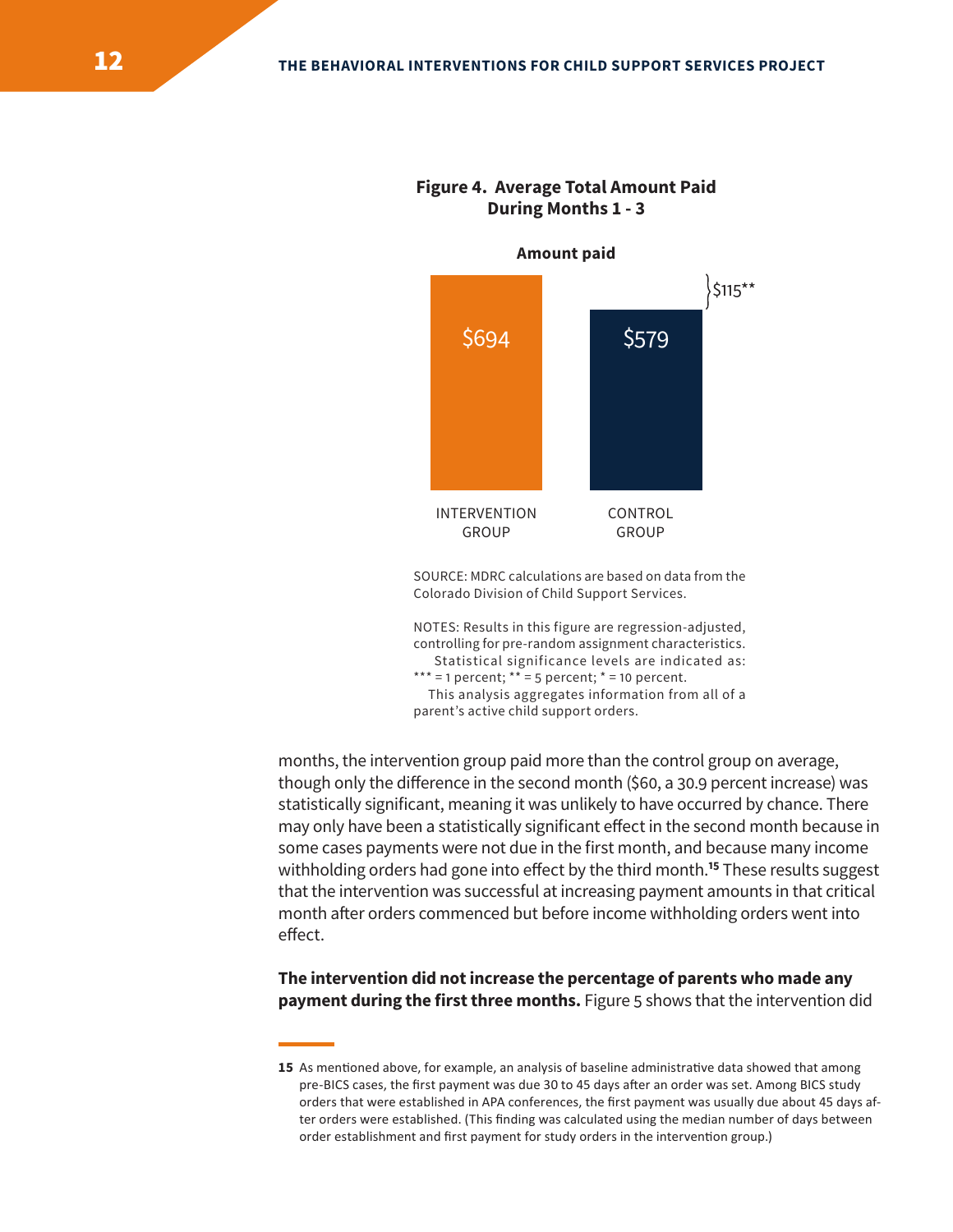**Figure 4. Average Total Amount Paid During Months 1 - 3**

**Amount paid**

| | INTERVENTION GROUP | CONTROL GROUP |
|---|---|---|
| Amount paid | $694 | $579 |

Difference: $115**

SOURCE: MDRC calculations are based on data from the Colorado Division of Child Support Services.

NOTES: Results in this figure are regression-adjusted, controlling for pre-random assignment characteristics.

Statistical significance levels are indicated as: *** = 1 percent; ** = 5 percent; * = 10 percent.

This analysis aggregates information from all of a parent's active child support orders.

months, the intervention group paid more than the control group on average, though only the difference in the second month ($60, a 30.9 percent increase) was statistically significant, meaning it was unlikely to have occurred by chance. There may only have been a statistically significant effect in the second month because in some cases payments were not due in the first month, and because many income withholding orders had gone into effect by the third month.[15] These results suggest that the intervention was successful at increasing payment amounts in that critical month after orders commenced but before income withholding orders went into effect.

**The intervention did not increase the percentage of parents who made any payment during the first three months.** Figure 5 shows that the intervention did

---

**15** As mentioned above, for example, an analysis of baseline administrative data showed that among pre-BICS cases, the first payment was due 30 to 45 days after an order was set. Among BICS study orders that were established in APA conferences, the first payment was usually due about 45 days after orders were established. (This finding was calculated using the median number of days between order establishment and first payment for study orders in the intervention group.)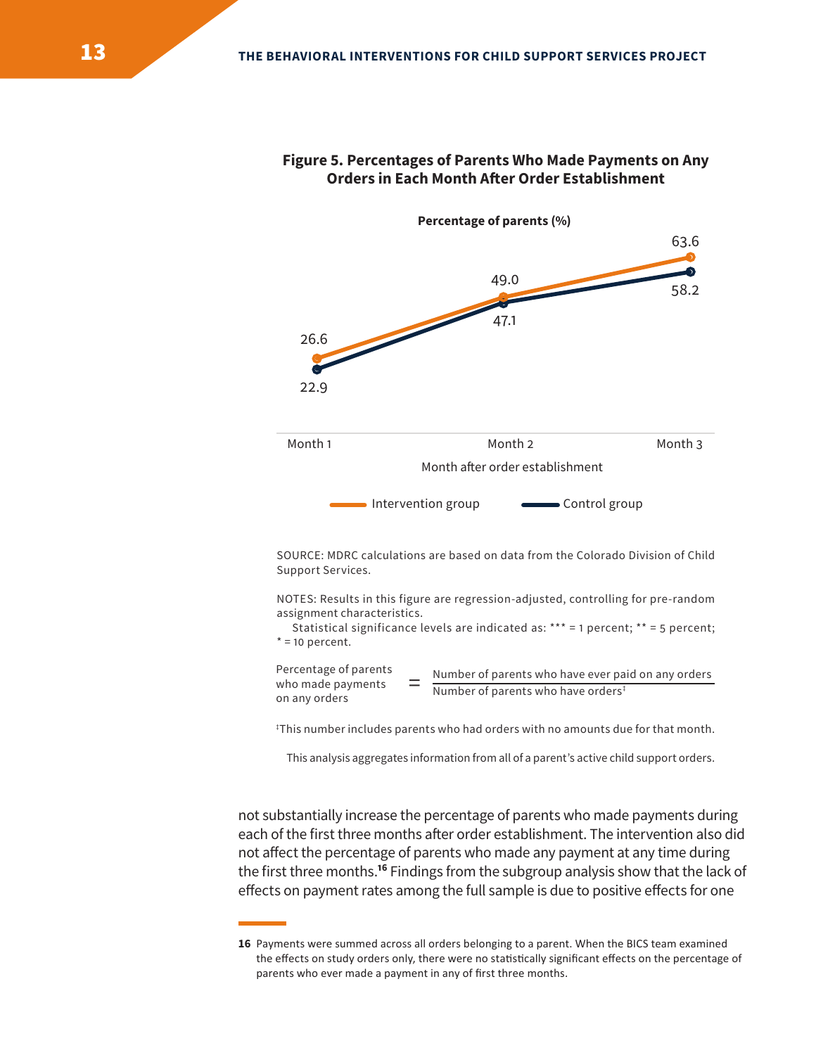**Figure 5. Percentages of Parents Who Made Payments on Any Orders in Each Month After Order Establishment**

| Month after order establishment | Intervention group (%) | Control group (%) |
| --- | --- | --- |
| Month 1 | 26.6 | 22.9 |
| Month 2 | 49.0 | 47.1 |
| Month 3 | 63.6 | 58.2 |

SOURCE: MDRC calculations are based on data from the Colorado Division of Child Support Services.

NOTES: Results in this figure are regression-adjusted, controlling for pre-random assignment characteristics.

Statistical significance levels are indicated as: *** = 1 percent; ** = 5 percent; * = 10 percent.

$$\text{Percentage of parents who made payments on any orders} = \frac{\text{Number of parents who have ever paid on any orders}}{\text{Number of parents who have orders}^{\ddagger}}$$

‡This number includes parents who had orders with no amounts due for that month.

This analysis aggregates information from all of a parent's active child support orders.

not substantially increase the percentage of parents who made payments during each of the first three months after order establishment. The intervention also did not affect the percentage of parents who made any payment at any time during the first three months.[16] Findings from the subgroup analysis show that the lack of effects on payment rates among the full sample is due to positive effects for one

**16** Payments were summed across all orders belonging to a parent. When the BICS team examined the effects on study orders only, there were no statistically significant effects on the percentage of parents who ever made a payment in any of first three months.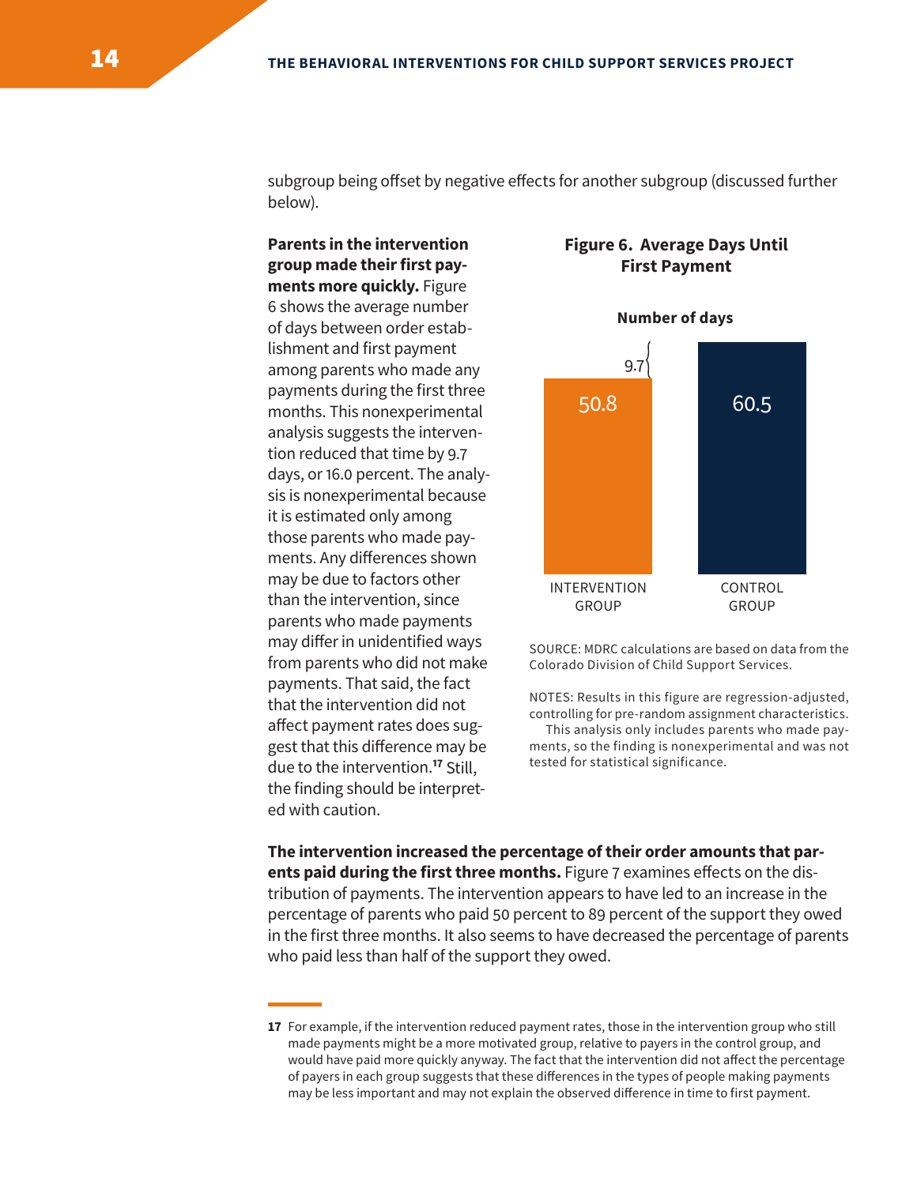subgroup being offset by negative effects for another subgroup (discussed further below).

**Parents in the intervention group made their first payments more quickly.** Figure 6 shows the average number of days between order establishment and first payment among parents who made any payments during the first three months. This nonexperimental analysis suggests the intervention reduced that time by 9.7 days, or 16.0 percent. The analysis is nonexperimental because it is estimated only among those parents who made payments. Any differences shown may be due to factors other than the intervention, since parents who made payments may differ in unidentified ways from parents who did not make payments. That said, the fact that the intervention did not affect payment rates does suggest that this difference may be due to the intervention.[17] Still, the finding should be interpreted with caution.

**Figure 6. Average Days Until First Payment**

Number of days

| | Intervention Group | Control Group |
|---|---|---|
| Number of days | 50.8 | 60.5 |

Difference: 9.7

SOURCE: MDRC calculations are based on data from the Colorado Division of Child Support Services.

NOTES: Results in this figure are regression-adjusted, controlling for pre-random assignment characteristics.
This analysis only includes parents who made payments, so the finding is nonexperimental and was not tested for statistical significance.

**The intervention increased the percentage of their order amounts that parents paid during the first three months.** Figure 7 examines effects on the distribution of payments. The intervention appears to have led to an increase in the percentage of parents who paid 50 percent to 89 percent of the support they owed in the first three months. It also seems to have decreased the percentage of parents who paid less than half of the support they owed.

17 For example, if the intervention reduced payment rates, those in the intervention group who still made payments might be a more motivated group, relative to payers in the control group, and would have paid more quickly anyway. The fact that the intervention did not affect the percentage of payers in each group suggests that these differences in the types of people making payments may be less important and may not explain the observed difference in time to first payment.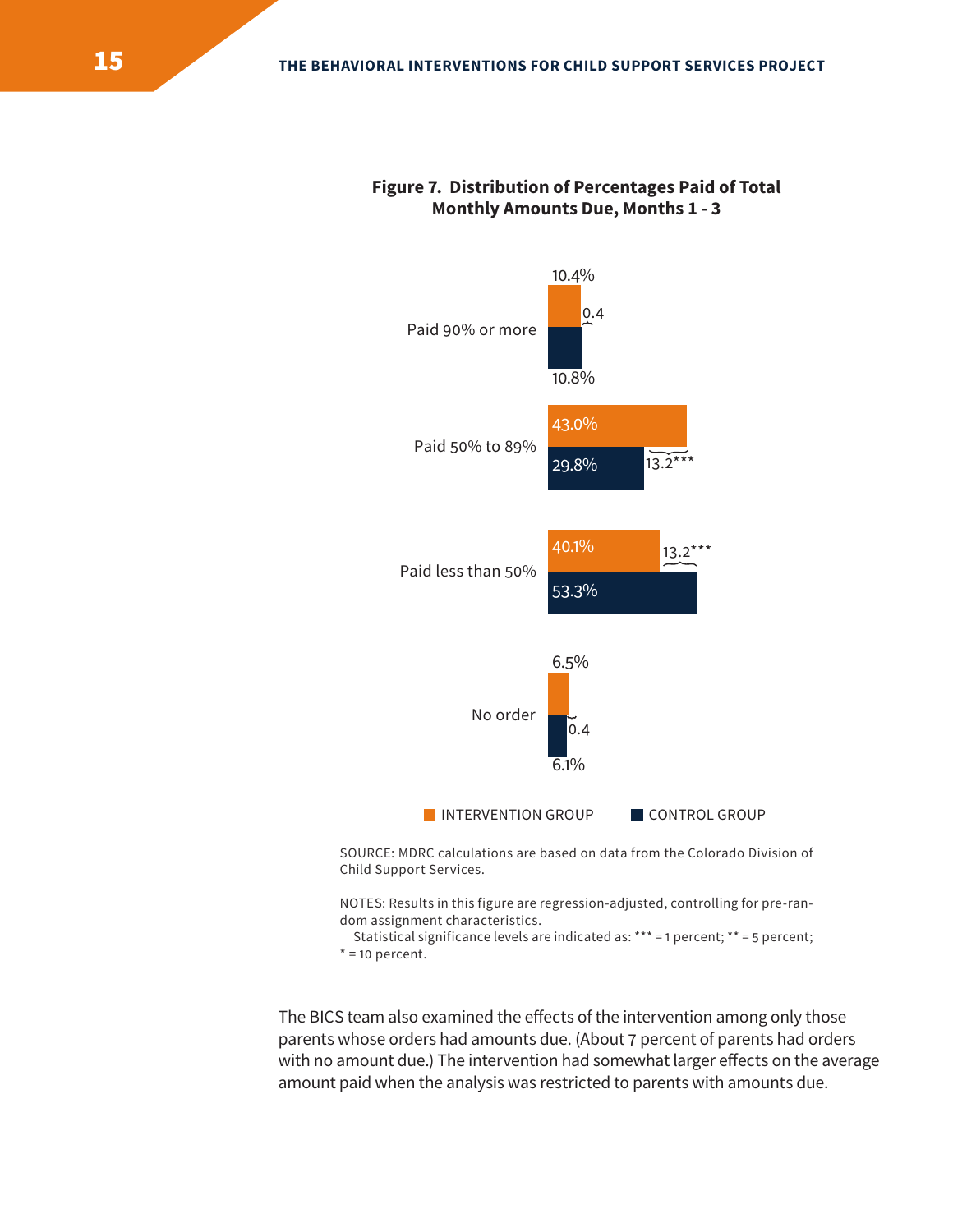**Figure 7. Distribution of Percentages Paid of Total Monthly Amounts Due, Months 1 - 3**

| | Intervention Group | Control Group | Difference |
|---|---|---|---|
| Paid 90% or more | 10.4% | 10.8% | 0.4 |
| Paid 50% to 89% | 43.0% | 29.8% | 13.2*** |
| Paid less than 50% | 40.1% | 53.3% | 13.2*** |
| No order | 6.5% | 6.1% | 0.4 |

SOURCE: MDRC calculations are based on data from the Colorado Division of Child Support Services.

NOTES: Results in this figure are regression-adjusted, controlling for pre-random assignment characteristics.

Statistical significance levels are indicated as: *** = 1 percent; ** = 5 percent; * = 10 percent.

The BICS team also examined the effects of the intervention among only those parents whose orders had amounts due. (About 7 percent of parents had orders with no amount due.) The intervention had somewhat larger effects on the average amount paid when the analysis was restricted to parents with amounts due.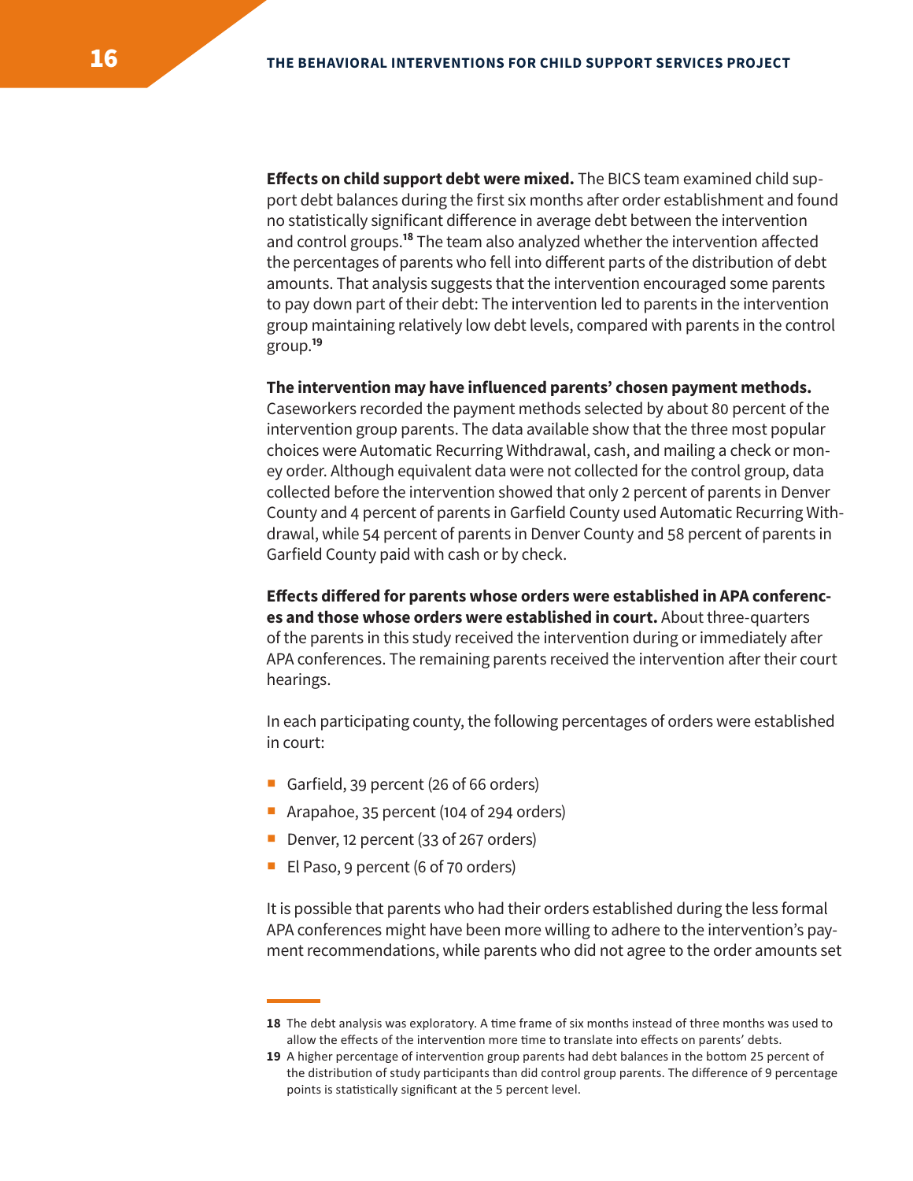**Effects on child support debt were mixed.** The BICS team examined child support debt balances during the first six months after order establishment and found no statistically significant difference in average debt between the intervention and control groups.[18] The team also analyzed whether the intervention affected the percentages of parents who fell into different parts of the distribution of debt amounts. That analysis suggests that the intervention encouraged some parents to pay down part of their debt: The intervention led to parents in the intervention group maintaining relatively low debt levels, compared with parents in the control group.[19]

**The intervention may have influenced parents' chosen payment methods.** Caseworkers recorded the payment methods selected by about 80 percent of the intervention group parents. The data available show that the three most popular choices were Automatic Recurring Withdrawal, cash, and mailing a check or money order. Although equivalent data were not collected for the control group, data collected before the intervention showed that only 2 percent of parents in Denver County and 4 percent of parents in Garfield County used Automatic Recurring Withdrawal, while 54 percent of parents in Denver County and 58 percent of parents in Garfield County paid with cash or by check.

**Effects differed for parents whose orders were established in APA conferences and those whose orders were established in court.** About three-quarters of the parents in this study received the intervention during or immediately after APA conferences. The remaining parents received the intervention after their court hearings.

In each participating county, the following percentages of orders were established in court:

- Garfield, 39 percent (26 of 66 orders)
- Arapahoe, 35 percent (104 of 294 orders)
- Denver, 12 percent (33 of 267 orders)
- El Paso, 9 percent (6 of 70 orders)

It is possible that parents who had their orders established during the less formal APA conferences might have been more willing to adhere to the intervention's payment recommendations, while parents who did not agree to the order amounts set

---

18 The debt analysis was exploratory. A time frame of six months instead of three months was used to allow the effects of the intervention more time to translate into effects on parents' debts.

19 A higher percentage of intervention group parents had debt balances in the bottom 25 percent of the distribution of study participants than did control group parents. The difference of 9 percentage points is statistically significant at the 5 percent level.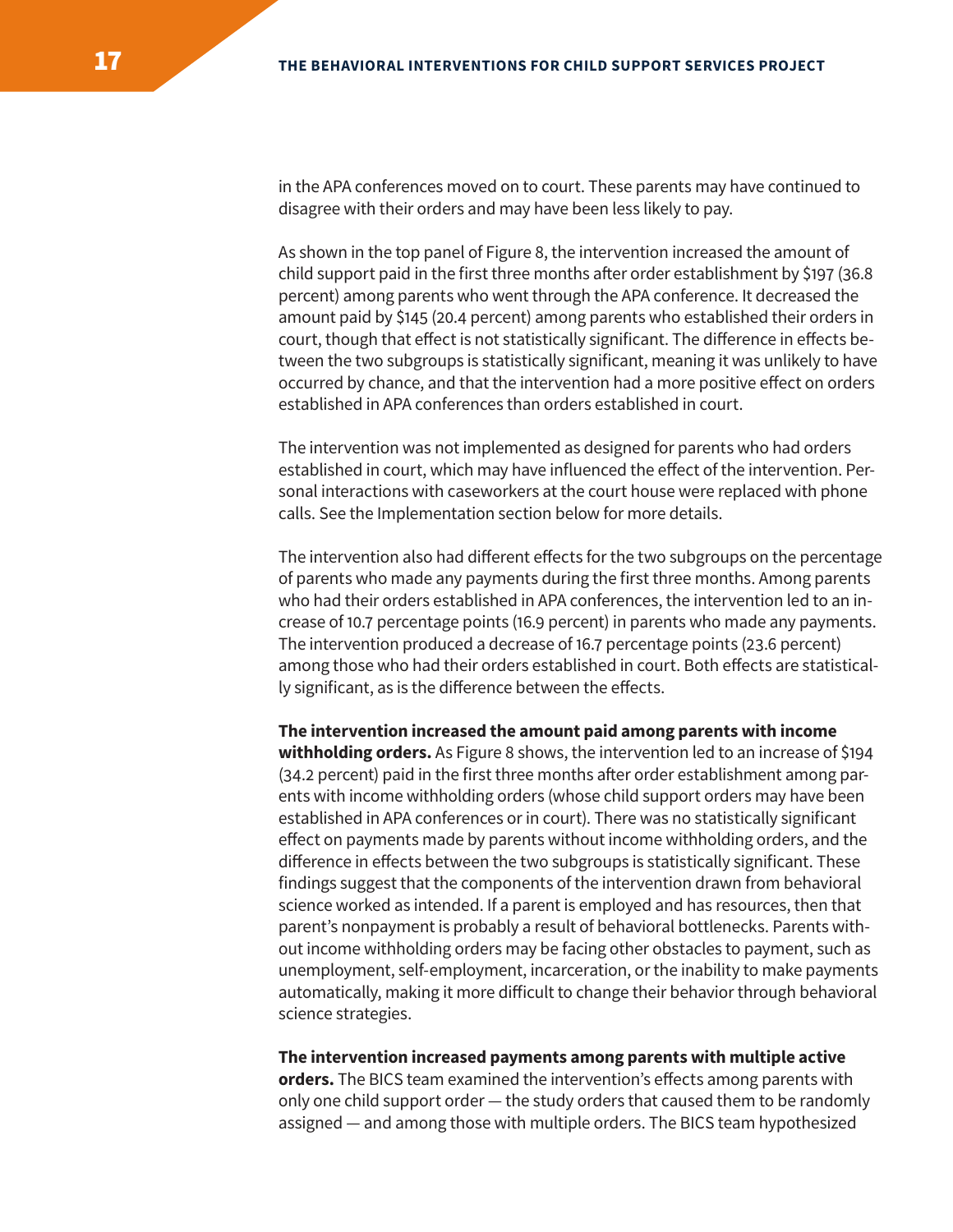in the APA conferences moved on to court. These parents may have continued to disagree with their orders and may have been less likely to pay.

As shown in the top panel of Figure 8, the intervention increased the amount of child support paid in the first three months after order establishment by $197 (36.8 percent) among parents who went through the APA conference. It decreased the amount paid by $145 (20.4 percent) among parents who established their orders in court, though that effect is not statistically significant. The difference in effects between the two subgroups is statistically significant, meaning it was unlikely to have occurred by chance, and that the intervention had a more positive effect on orders established in APA conferences than orders established in court.

The intervention was not implemented as designed for parents who had orders established in court, which may have influenced the effect of the intervention. Personal interactions with caseworkers at the court house were replaced with phone calls. See the Implementation section below for more details.

The intervention also had different effects for the two subgroups on the percentage of parents who made any payments during the first three months. Among parents who had their orders established in APA conferences, the intervention led to an increase of 10.7 percentage points (16.9 percent) in parents who made any payments. The intervention produced a decrease of 16.7 percentage points (23.6 percent) among those who had their orders established in court. Both effects are statistically significant, as is the difference between the effects.

**The intervention increased the amount paid among parents with income withholding orders.** As Figure 8 shows, the intervention led to an increase of $194 (34.2 percent) paid in the first three months after order establishment among parents with income withholding orders (whose child support orders may have been established in APA conferences or in court). There was no statistically significant effect on payments made by parents without income withholding orders, and the difference in effects between the two subgroups is statistically significant. These findings suggest that the components of the intervention drawn from behavioral science worked as intended. If a parent is employed and has resources, then that parent's nonpayment is probably a result of behavioral bottlenecks. Parents without income withholding orders may be facing other obstacles to payment, such as unemployment, self-employment, incarceration, or the inability to make payments automatically, making it more difficult to change their behavior through behavioral science strategies.

**The intervention increased payments among parents with multiple active orders.** The BICS team examined the intervention's effects among parents with only one child support order — the study orders that caused them to be randomly assigned — and among those with multiple orders. The BICS team hypothesized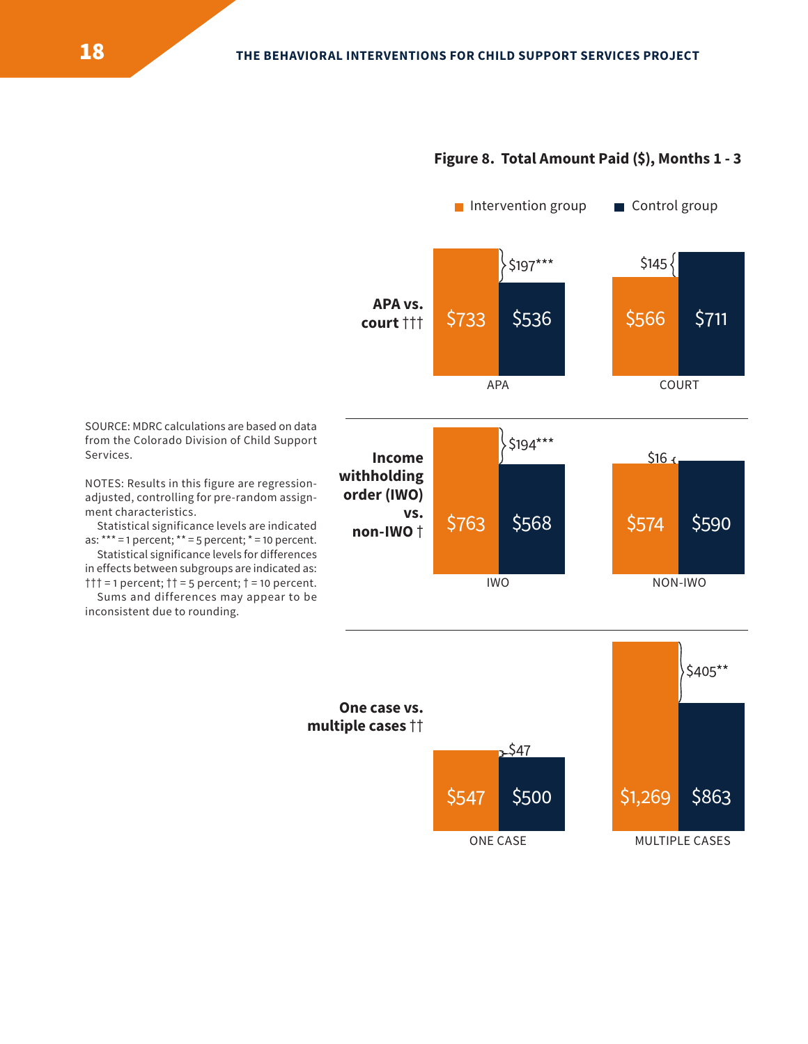**Figure 8. Total Amount Paid ($), Months 1 - 3**

| Subgroup comparison | Subgroup | Intervention group | Control group | Difference |
|---|---|---|---|---|
| APA vs. court ††† | APA | $733 | $536 | $197*** |
| | COURT | $566 | $711 | $145 |
| Income withholding order (IWO) vs. non-IWO † | IWO | $763 | $568 | $194*** |
| | NON-IWO | $574 | $590 | $16 |
| One case vs. multiple cases †† | ONE CASE | $547 | $500 | $47 |
| | MULTIPLE CASES | $1,269 | $863 | $405** |

SOURCE: MDRC calculations are based on data from the Colorado Division of Child Support Services.

NOTES: Results in this figure are regression-adjusted, controlling for pre-random assignment characteristics.

Statistical significance levels are indicated as: *** = 1 percent; ** = 5 percent; * = 10 percent.

Statistical significance levels for differences in effects between subgroups are indicated as: ††† = 1 percent; †† = 5 percent; † = 10 percent.

Sums and differences may appear to be inconsistent due to rounding.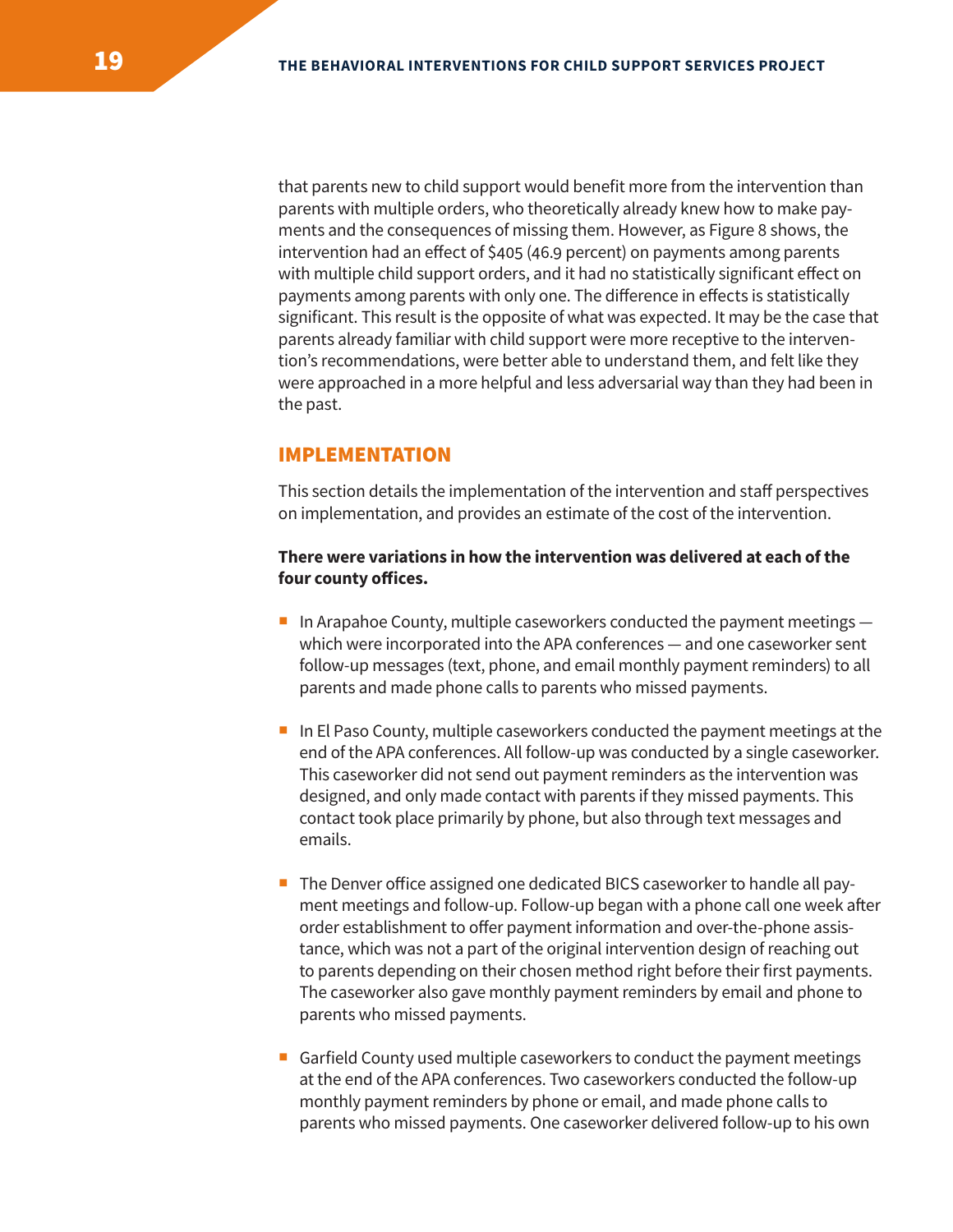that parents new to child support would benefit more from the intervention than parents with multiple orders, who theoretically already knew how to make payments and the consequences of missing them. However, as Figure 8 shows, the intervention had an effect of $405 (46.9 percent) on payments among parents with multiple child support orders, and it had no statistically significant effect on payments among parents with only one. The difference in effects is statistically significant. This result is the opposite of what was expected. It may be the case that parents already familiar with child support were more receptive to the intervention's recommendations, were better able to understand them, and felt like they were approached in a more helpful and less adversarial way than they had been in the past.

## IMPLEMENTATION

This section details the implementation of the intervention and staff perspectives on implementation, and provides an estimate of the cost of the intervention.

**There were variations in how the intervention was delivered at each of the four county offices.**

- In Arapahoe County, multiple caseworkers conducted the payment meetings — which were incorporated into the APA conferences — and one caseworker sent follow-up messages (text, phone, and email monthly payment reminders) to all parents and made phone calls to parents who missed payments.

- In El Paso County, multiple caseworkers conducted the payment meetings at the end of the APA conferences. All follow-up was conducted by a single caseworker. This caseworker did not send out payment reminders as the intervention was designed, and only made contact with parents if they missed payments. This contact took place primarily by phone, but also through text messages and emails.

- The Denver office assigned one dedicated BICS caseworker to handle all payment meetings and follow-up. Follow-up began with a phone call one week after order establishment to offer payment information and over-the-phone assistance, which was not a part of the original intervention design of reaching out to parents depending on their chosen method right before their first payments. The caseworker also gave monthly payment reminders by email and phone to parents who missed payments.

- Garfield County used multiple caseworkers to conduct the payment meetings at the end of the APA conferences. Two caseworkers conducted the follow-up monthly payment reminders by phone or email, and made phone calls to parents who missed payments. One caseworker delivered follow-up to his own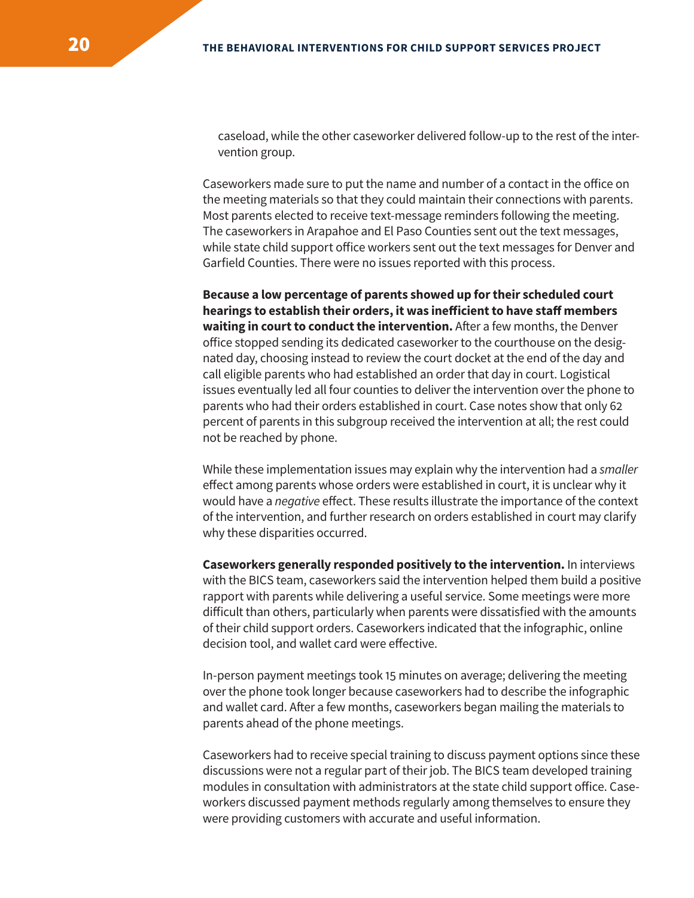caseload, while the other caseworker delivered follow-up to the rest of the intervention group.

Caseworkers made sure to put the name and number of a contact in the office on the meeting materials so that they could maintain their connections with parents. Most parents elected to receive text-message reminders following the meeting. The caseworkers in Arapahoe and El Paso Counties sent out the text messages, while state child support office workers sent out the text messages for Denver and Garfield Counties. There were no issues reported with this process.

**Because a low percentage of parents showed up for their scheduled court hearings to establish their orders, it was inefficient to have staff members waiting in court to conduct the intervention.** After a few months, the Denver office stopped sending its dedicated caseworker to the courthouse on the designated day, choosing instead to review the court docket at the end of the day and call eligible parents who had established an order that day in court. Logistical issues eventually led all four counties to deliver the intervention over the phone to parents who had their orders established in court. Case notes show that only 62 percent of parents in this subgroup received the intervention at all; the rest could not be reached by phone.

While these implementation issues may explain why the intervention had a *smaller* effect among parents whose orders were established in court, it is unclear why it would have a *negative* effect. These results illustrate the importance of the context of the intervention, and further research on orders established in court may clarify why these disparities occurred.

**Caseworkers generally responded positively to the intervention.** In interviews with the BICS team, caseworkers said the intervention helped them build a positive rapport with parents while delivering a useful service. Some meetings were more difficult than others, particularly when parents were dissatisfied with the amounts of their child support orders. Caseworkers indicated that the infographic, online decision tool, and wallet card were effective.

In-person payment meetings took 15 minutes on average; delivering the meeting over the phone took longer because caseworkers had to describe the infographic and wallet card. After a few months, caseworkers began mailing the materials to parents ahead of the phone meetings.

Caseworkers had to receive special training to discuss payment options since these discussions were not a regular part of their job. The BICS team developed training modules in consultation with administrators at the state child support office. Caseworkers discussed payment methods regularly among themselves to ensure they were providing customers with accurate and useful information.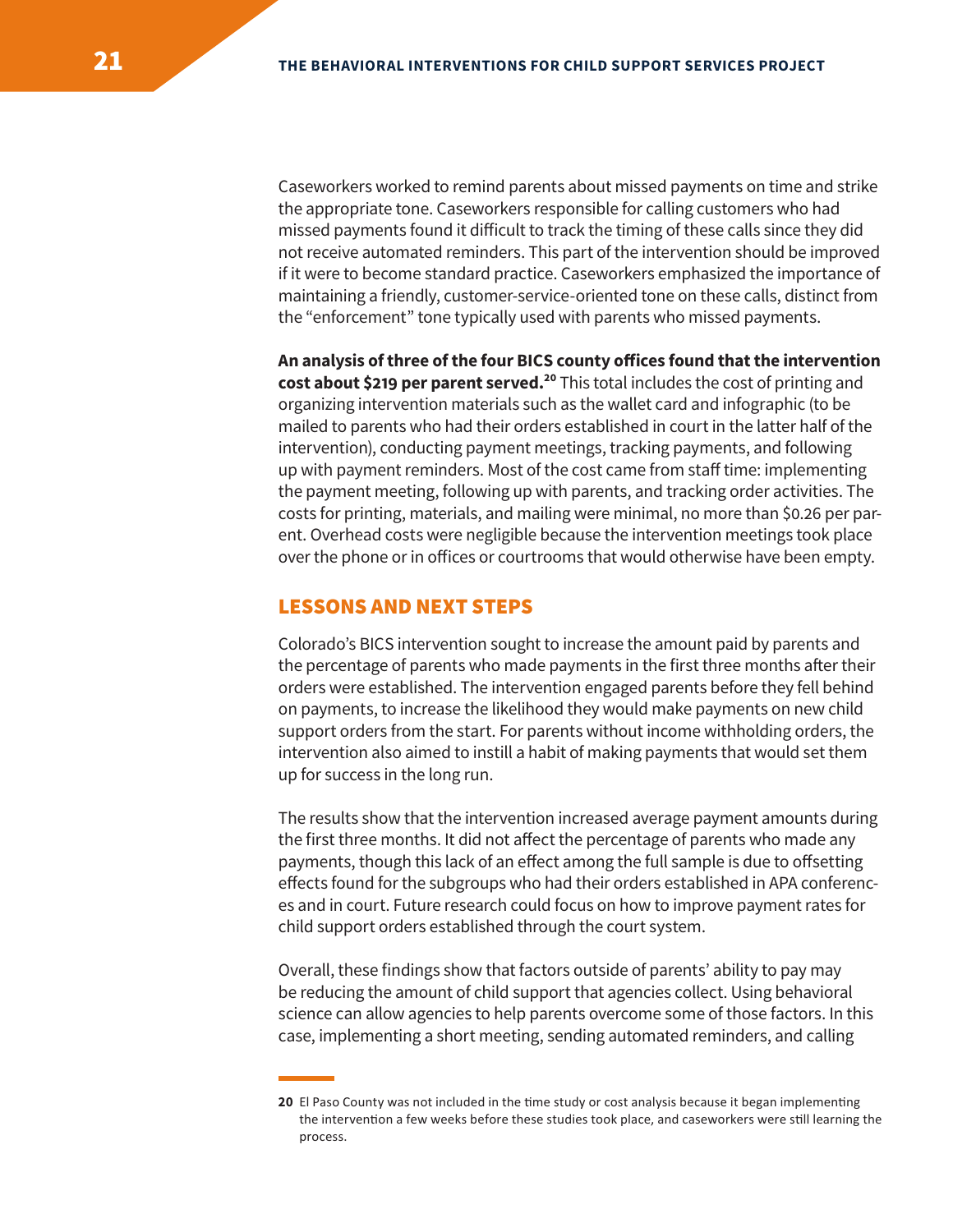Caseworkers worked to remind parents about missed payments on time and strike the appropriate tone. Caseworkers responsible for calling customers who had missed payments found it difficult to track the timing of these calls since they did not receive automated reminders. This part of the intervention should be improved if it were to become standard practice. Caseworkers emphasized the importance of maintaining a friendly, customer-service-oriented tone on these calls, distinct from the "enforcement" tone typically used with parents who missed payments.

**An analysis of three of the four BICS county offices found that the intervention cost about $219 per parent served.**[20] This total includes the cost of printing and organizing intervention materials such as the wallet card and infographic (to be mailed to parents who had their orders established in court in the latter half of the intervention), conducting payment meetings, tracking payments, and following up with payment reminders. Most of the cost came from staff time: implementing the payment meeting, following up with parents, and tracking order activities. The costs for printing, materials, and mailing were minimal, no more than $0.26 per parent. Overhead costs were negligible because the intervention meetings took place over the phone or in offices or courtrooms that would otherwise have been empty.

## LESSONS AND NEXT STEPS

Colorado's BICS intervention sought to increase the amount paid by parents and the percentage of parents who made payments in the first three months after their orders were established. The intervention engaged parents before they fell behind on payments, to increase the likelihood they would make payments on new child support orders from the start. For parents without income withholding orders, the intervention also aimed to instill a habit of making payments that would set them up for success in the long run.

The results show that the intervention increased average payment amounts during the first three months. It did not affect the percentage of parents who made any payments, though this lack of an effect among the full sample is due to offsetting effects found for the subgroups who had their orders established in APA conferences and in court. Future research could focus on how to improve payment rates for child support orders established through the court system.

Overall, these findings show that factors outside of parents' ability to pay may be reducing the amount of child support that agencies collect. Using behavioral science can allow agencies to help parents overcome some of those factors. In this case, implementing a short meeting, sending automated reminders, and calling

---

**20** El Paso County was not included in the time study or cost analysis because it began implementing the intervention a few weeks before these studies took place, and caseworkers were still learning the process.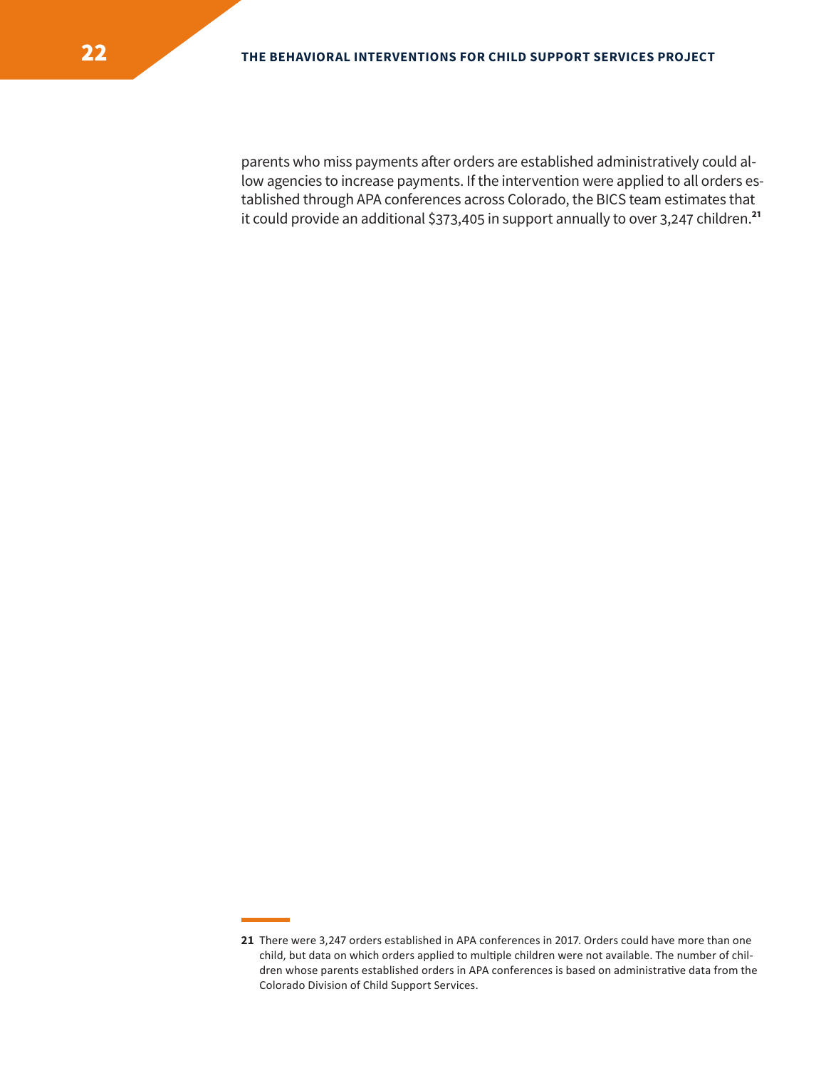parents who miss payments after orders are established administratively could allow agencies to increase payments. If the intervention were applied to all orders established through APA conferences across Colorado, the BICS team estimates that it could provide an additional $373,405 in support annually to over 3,247 children.[21]

---

[21] There were 3,247 orders established in APA conferences in 2017. Orders could have more than one child, but data on which orders applied to multiple children were not available. The number of children whose parents established orders in APA conferences is based on administrative data from the Colorado Division of Child Support Services.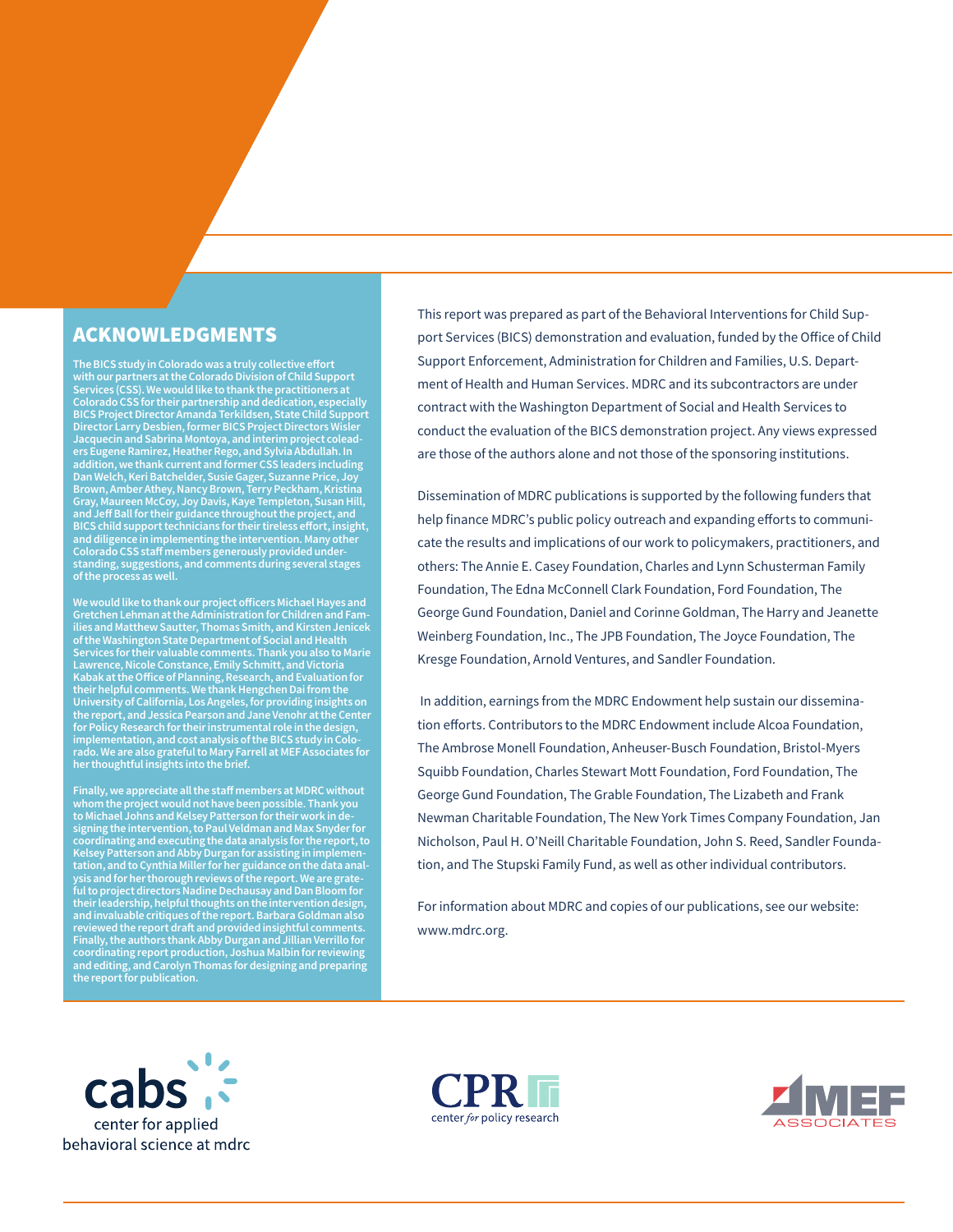## ACKNOWLEDGMENTS

The BICS study in Colorado was a truly collective effort with our partners at the Colorado Division of Child Support Services (CSS). We would like to thank the practitioners at Colorado CSS for their partnership and dedication, especially BICS Project Director Amanda Terkildsen, State Child Support Director Larry Desbien, former BICS Project Directors Wisler Jacquecin and Sabrina Montoya, and interim project coleaders Eugene Ramirez, Heather Rego, and Sylvia Abdullah. In addition, we thank current and former CSS leaders including Dan Welch, Keri Batchelder, Susie Gager, Suzanne Price, Joy Brown, Amber Athey, Nancy Brown, Terry Peckham, Kristina Gray, Maureen McCoy, Joy Davis, Kaye Templeton, Susan Hill, and Jeff Ball for their guidance throughout the project, and BICS child support technicians for their tireless effort, insight, and diligence in implementing the intervention. Many other Colorado CSS staff members generously provided understanding, suggestions, and comments during several stages of the process as well.

We would like to thank our project officers Michael Hayes and Gretchen Lehman at the Administration for Children and Families and Matthew Sautter, Thomas Smith, and Kirsten Jenicek of the Washington State Department of Social and Health Services for their valuable comments. Thank you also to Marie Lawrence, Nicole Constance, Emily Schmitt, and Victoria Kabak at the Office of Planning, Research, and Evaluation for their helpful comments. We thank Hengchen Dai from the University of California, Los Angeles, for providing insights on the report, and Jessica Pearson and Jane Venohr at the Center for Policy Research for their instrumental role in the design, implementation, and cost analysis of the BICS study in Colorado. We are also grateful to Mary Farrell at MEF Associates for her thoughtful insights into the brief.

Finally, we appreciate all the staff members at MDRC without whom the project would not have been possible. Thank you to Michael Johns and Kelsey Patterson for their work in designing the intervention, to Paul Veldman and Max Snyder for coordinating and executing the data analysis for the report, to Kelsey Patterson and Abby Durgan for assisting in implementation, and to Cynthia Miller for her guidance on the data analysis and for her thorough reviews of the report. We are grateful to project directors Nadine Dechausay and Dan Bloom for their leadership, helpful thoughts on the intervention design, and invaluable critiques of the report. Barbara Goldman also reviewed the report draft and provided insightful comments. Finally, the authors thank Abby Durgan and Jillian Verrillo for coordinating report production, Joshua Malbin for reviewing and editing, and Carolyn Thomas for designing and preparing the report for publication.

This report was prepared as part of the Behavioral Interventions for Child Support Services (BICS) demonstration and evaluation, funded by the Office of Child Support Enforcement, Administration for Children and Families, U.S. Department of Health and Human Services. MDRC and its subcontractors are under contract with the Washington Department of Social and Health Services to conduct the evaluation of the BICS demonstration project. Any views expressed are those of the authors alone and not those of the sponsoring institutions.

Dissemination of MDRC publications is supported by the following funders that help finance MDRC's public policy outreach and expanding efforts to communicate the results and implications of our work to policymakers, practitioners, and others: The Annie E. Casey Foundation, Charles and Lynn Schusterman Family Foundation, The Edna McConnell Clark Foundation, Ford Foundation, The George Gund Foundation, Daniel and Corinne Goldman, The Harry and Jeanette Weinberg Foundation, Inc., The JPB Foundation, The Joyce Foundation, The Kresge Foundation, Arnold Ventures, and Sandler Foundation.

In addition, earnings from the MDRC Endowment help sustain our dissemination efforts. Contributors to the MDRC Endowment include Alcoa Foundation, The Ambrose Monell Foundation, Anheuser-Busch Foundation, Bristol-Myers Squibb Foundation, Charles Stewart Mott Foundation, Ford Foundation, The George Gund Foundation, The Grable Foundation, The Lizabeth and Frank Newman Charitable Foundation, The New York Times Company Foundation, Jan Nicholson, Paul H. O'Neill Charitable Foundation, John S. Reed, Sandler Foundation, and The Stupski Family Fund, as well as other individual contributors.

For information about MDRC and copies of our publications, see our website: www.mdrc.org.

cabs center for applied behavioral science at mdrc

CPR center *for* policy research

MEF ASSOCIATES